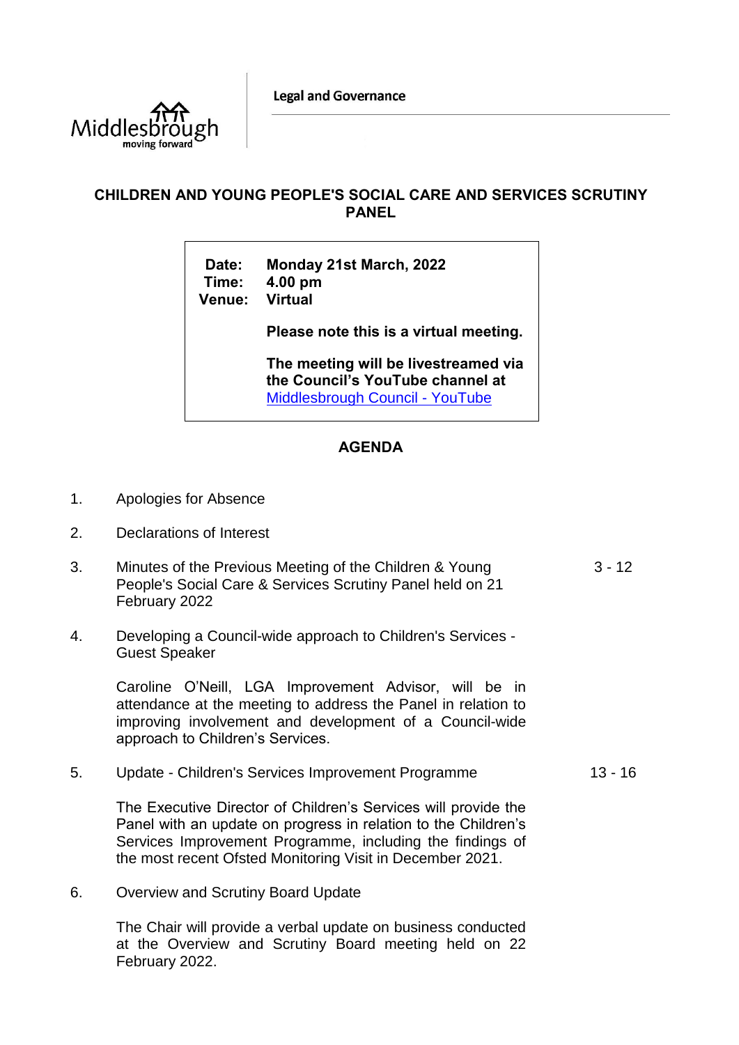Legal and Governance

# CHILDREN AND YOUNG PEOPLE'S SOCIAL CARE AND SERVICES SCRUTINY PANEL

**Date:** Monday 21st March, 2022
**Time:** 4.00 pm
**Venue:** Virtual

**Please note this is a virtual meeting.**

**The meeting will be livestreamed via the Council's YouTube channel at** [Middlesbrough Council - YouTube]

## AGENDA

1. Apologies for Absence

2. Declarations of Interest

3. Minutes of the Previous Meeting of the Children & Young People's Social Care & Services Scrutiny Panel held on 21 February 2022 — 3 - 12

4. Developing a Council-wide approach to Children's Services - Guest Speaker

   Caroline O'Neill, LGA Improvement Advisor, will be in attendance at the meeting to address the Panel in relation to improving involvement and development of a Council-wide approach to Children's Services.

5. Update - Children's Services Improvement Programme — 13 - 16

   The Executive Director of Children's Services will provide the Panel with an update on progress in relation to the Children's Services Improvement Programme, including the findings of the most recent Ofsted Monitoring Visit in December 2021.

6. Overview and Scrutiny Board Update

   The Chair will provide a verbal update on business conducted at the Overview and Scrutiny Board meeting held on 22 February 2022.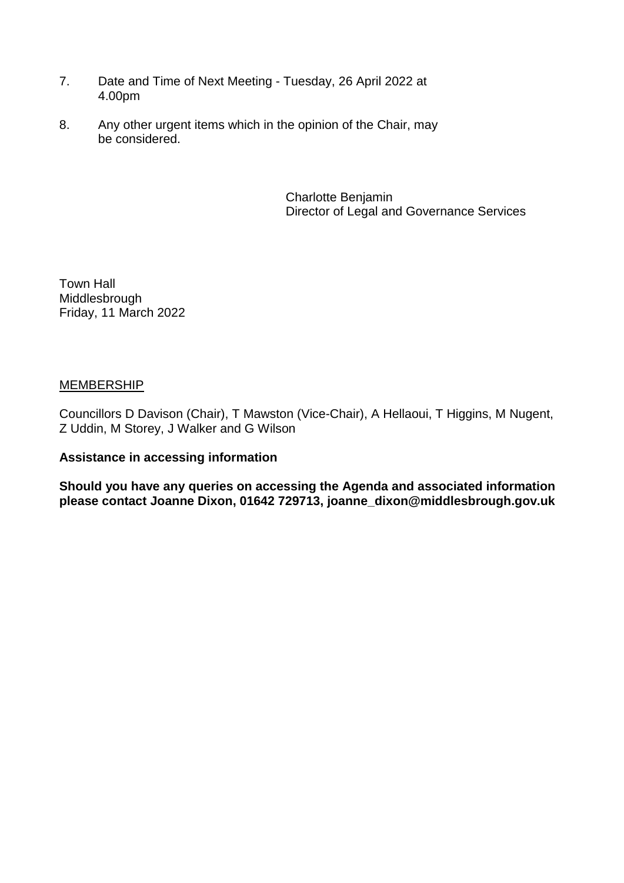7. Date and Time of Next Meeting - Tuesday, 26 April 2022 at 4.00pm

8. Any other urgent items which in the opinion of the Chair, may be considered.

Charlotte Benjamin
Director of Legal and Governance Services

Town Hall
Middlesbrough
Friday, 11 March 2022

<u>MEMBERSHIP</u>

Councillors D Davison (Chair), T Mawston (Vice-Chair), A Hellaoui, T Higgins, M Nugent, Z Uddin, M Storey, J Walker and G Wilson

**Assistance in accessing information**

**Should you have any queries on accessing the Agenda and associated information please contact Joanne Dixon, 01642 729713, joanne_dixon@middlesbrough.gov.uk**